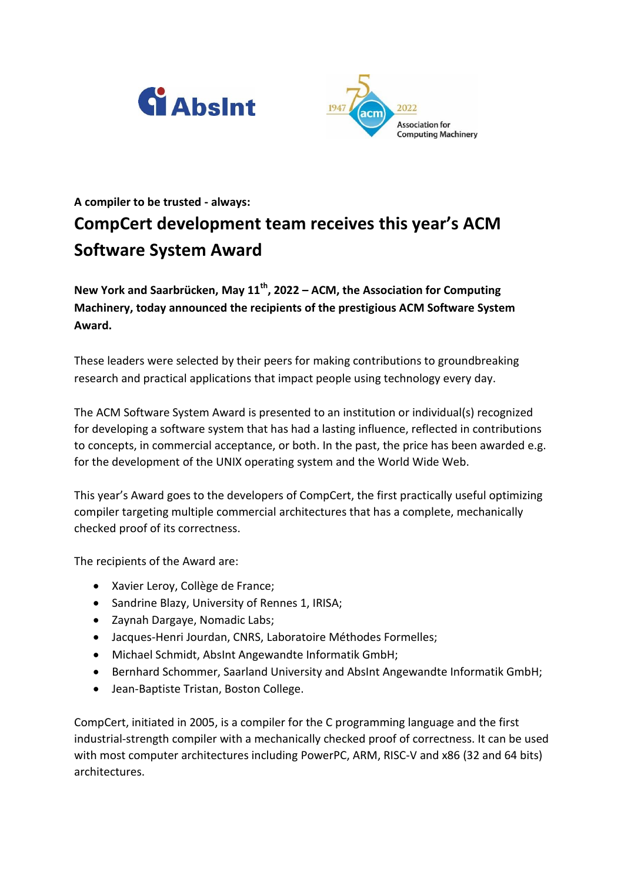**A compiler to be trusted - always:**

# CompCert development team receives this year's ACM Software System Award

**New York and Saarbrücken, May 11th, 2022 – ACM, the Association for Computing Machinery, today announced the recipients of the prestigious ACM Software System Award.**

These leaders were selected by their peers for making contributions to groundbreaking research and practical applications that impact people using technology every day.

The ACM Software System Award is presented to an institution or individual(s) recognized for developing a software system that has had a lasting influence, reflected in contributions to concepts, in commercial acceptance, or both. In the past, the price has been awarded e.g. for the development of the UNIX operating system and the World Wide Web.

This year's Award goes to the developers of CompCert, the first practically useful optimizing compiler targeting multiple commercial architectures that has a complete, mechanically checked proof of its correctness.

The recipients of the Award are:

- Xavier Leroy, Collège de France;
- Sandrine Blazy, University of Rennes 1, IRISA;
- Zaynah Dargaye, Nomadic Labs;
- Jacques-Henri Jourdan, CNRS, Laboratoire Méthodes Formelles;
- Michael Schmidt, AbsInt Angewandte Informatik GmbH;
- Bernhard Schommer, Saarland University and AbsInt Angewandte Informatik GmbH;
- Jean-Baptiste Tristan, Boston College.

CompCert, initiated in 2005, is a compiler for the C programming language and the first industrial-strength compiler with a mechanically checked proof of correctness. It can be used with most computer architectures including PowerPC, ARM, RISC-V and x86 (32 and 64 bits) architectures.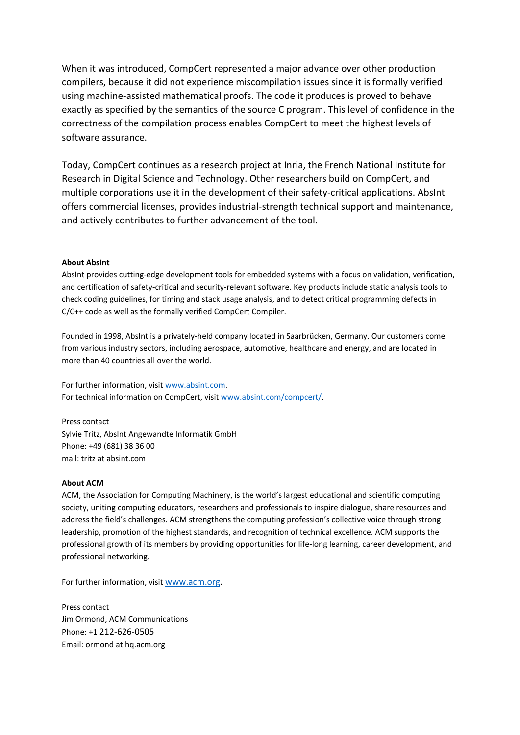When it was introduced, CompCert represented a major advance over other production compilers, because it did not experience miscompilation issues since it is formally verified using machine-assisted mathematical proofs. The code it produces is proved to behave exactly as specified by the semantics of the source C program. This level of confidence in the correctness of the compilation process enables CompCert to meet the highest levels of software assurance.

Today, CompCert continues as a research project at Inria, the French National Institute for Research in Digital Science and Technology. Other researchers build on CompCert, and multiple corporations use it in the development of their safety-critical applications. AbsInt offers commercial licenses, provides industrial-strength technical support and maintenance, and actively contributes to further advancement of the tool.

**About AbsInt**

AbsInt provides cutting-edge development tools for embedded systems with a focus on validation, verification, and certification of safety-critical and security-relevant software. Key products include static analysis tools to check coding guidelines, for timing and stack usage analysis, and to detect critical programming defects in C/C++ code as well as the formally verified CompCert Compiler.

Founded in 1998, AbsInt is a privately-held company located in Saarbrücken, Germany. Our customers come from various industry sectors, including aerospace, automotive, healthcare and energy, and are located in more than 40 countries all over the world.

For further information, visit [www.absint.com](http://www.absint.com).
For technical information on CompCert, visit [www.absint.com/compcert/](http://www.absint.com/compcert/).

Press contact
Sylvie Tritz, AbsInt Angewandte Informatik GmbH
Phone: +49 (681) 38 36 00
mail: tritz at absint.com

**About ACM**

ACM, the Association for Computing Machinery, is the world's largest educational and scientific computing society, uniting computing educators, researchers and professionals to inspire dialogue, share resources and address the field's challenges. ACM strengthens the computing profession's collective voice through strong leadership, promotion of the highest standards, and recognition of technical excellence. ACM supports the professional growth of its members by providing opportunities for life-long learning, career development, and professional networking.

For further information, visit [www.acm.org](http://www.acm.org).

Press contact
Jim Ormond, ACM Communications
Phone: +1 212-626-0505
Email: ormond at hq.acm.org